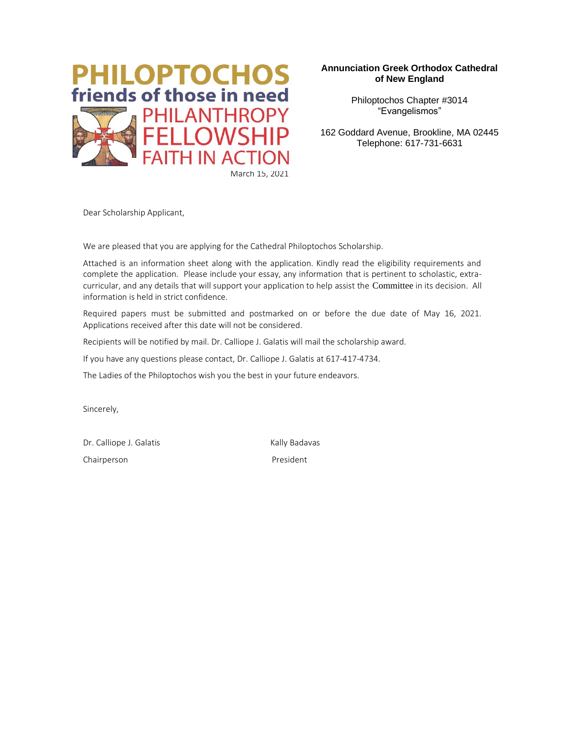**PHILOPTOCHOS**
**friends of those in need**
PHILANTHROPY
FELLOWSHIP
FAITH IN ACTION

**Annunciation Greek Orthodox Cathedral of New England**

Philoptochos Chapter #3014
"Evangelismos"

162 Goddard Avenue, Brookline, MA 02445
Telephone: 617-731-6631

March 15, 2021

Dear Scholarship Applicant,

We are pleased that you are applying for the Cathedral Philoptochos Scholarship.

Attached is an information sheet along with the application. Kindly read the eligibility requirements and complete the application. Please include your essay, any information that is pertinent to scholastic, extra-curricular, and any details that will support your application to help assist the Committee in its decision. All information is held in strict confidence.

Required papers must be submitted and postmarked on or before the due date of May 16, 2021. Applications received after this date will not be considered.

Recipients will be notified by mail. Dr. Calliope J. Galatis will mail the scholarship award.

If you have any questions please contact, Dr. Calliope J. Galatis at 617-417-4734.

The Ladies of the Philoptochos wish you the best in your future endeavors.

Sincerely,

Dr. Calliope J. Galatis
Chairperson

Kally Badavas
President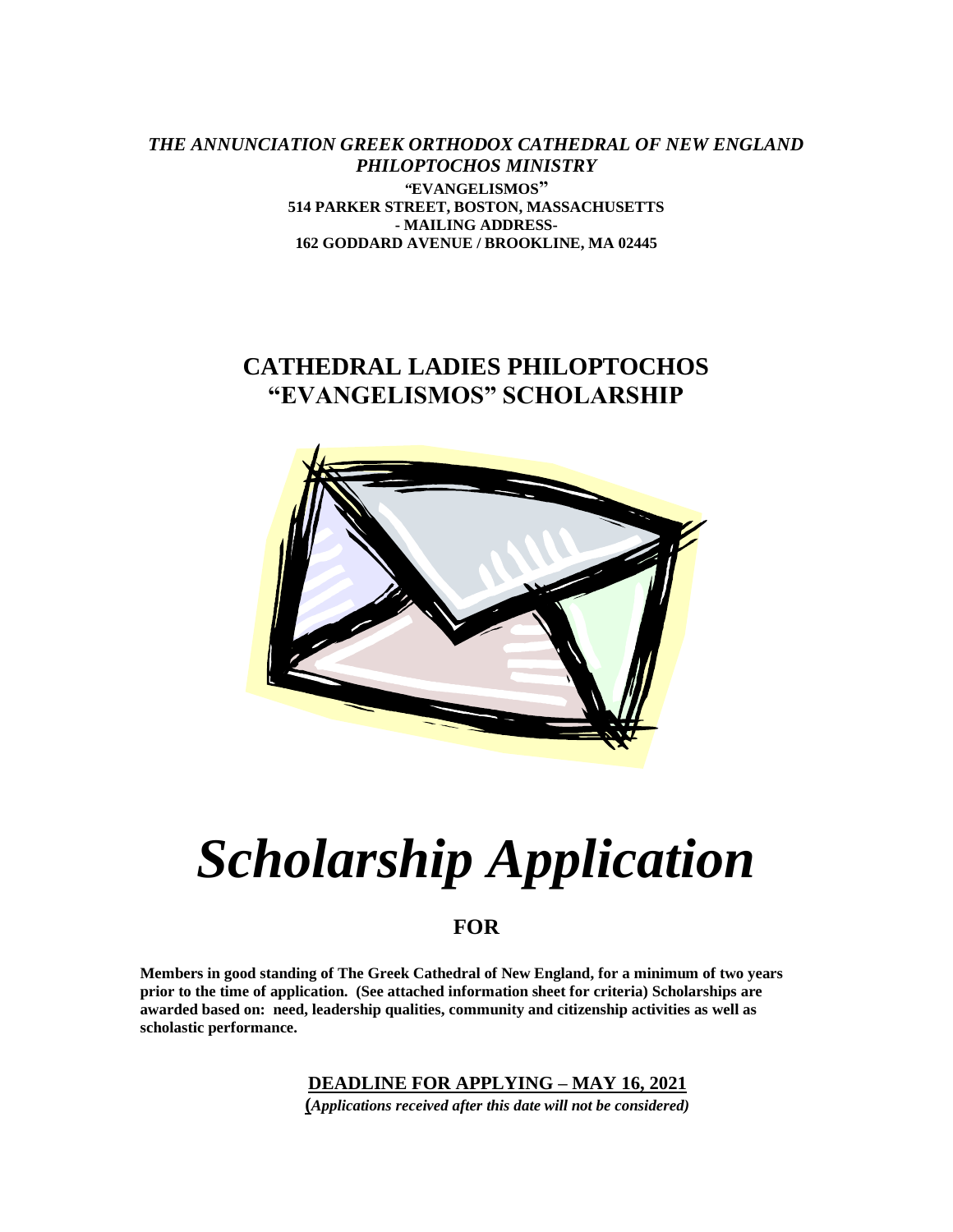***THE ANNUNCIATION GREEK ORTHODOX CATHEDRAL OF NEW ENGLAND***
***PHILOPTOCHOS MINISTRY***

**"EVANGELISMOS"**
**514 PARKER STREET, BOSTON, MASSACHUSETTS**
**- MAILING ADDRESS-**
**162 GODDARD AVENUE / BROOKLINE, MA 02445**

## CATHEDRAL LADIES PHILOPTOCHOS "EVANGELISMOS" SCHOLARSHIP

# *Scholarship Application*

### FOR

**Members in good standing of The Greek Cathedral of New England, for a minimum of two years prior to the time of application. (See attached information sheet for criteria) Scholarships are awarded based on: need, leadership qualities, community and citizenship activities as well as scholastic performance.**

**DEADLINE FOR APPLYING – MAY 16, 2021**

***(Applications received after this date will not be considered)***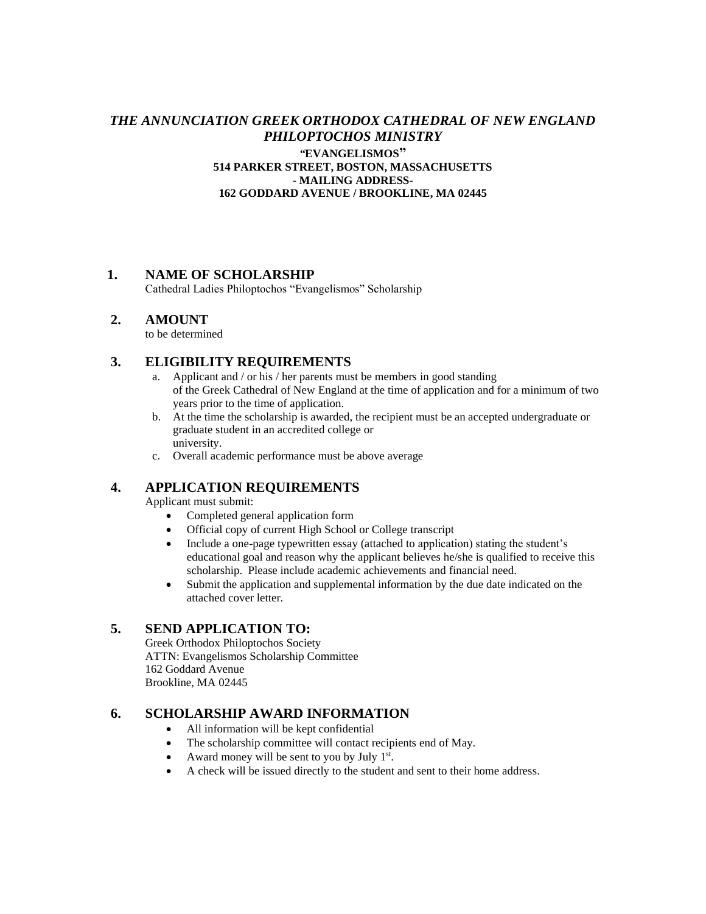# *THE ANNUNCIATION GREEK ORTHODOX CATHEDRAL OF NEW ENGLAND PHILOPTOCHOS MINISTRY*

**"EVANGELISMOS"**
**514 PARKER STREET, BOSTON, MASSACHUSETTS**
**- MAILING ADDRESS-**
**162 GODDARD AVENUE / BROOKLINE, MA 02445**

## 1. NAME OF SCHOLARSHIP

Cathedral Ladies Philoptochos "Evangelismos" Scholarship

## 2. AMOUNT

to be determined

## 3. ELIGIBILITY REQUIREMENTS

a. Applicant and / or his / her parents must be members in good standing of the Greek Cathedral of New England at the time of application and for a minimum of two years prior to the time of application.
b. At the time the scholarship is awarded, the recipient must be an accepted undergraduate or graduate student in an accredited college or university.
c. Overall academic performance must be above average

## 4. APPLICATION REQUIREMENTS

Applicant must submit:

- Completed general application form
- Official copy of current High School or College transcript
- Include a one-page typewritten essay (attached to application) stating the student's educational goal and reason why the applicant believes he/she is qualified to receive this scholarship. Please include academic achievements and financial need.
- Submit the application and supplemental information by the due date indicated on the attached cover letter.

## 5. SEND APPLICATION TO:

Greek Orthodox Philoptochos Society
ATTN: Evangelismos Scholarship Committee
162 Goddard Avenue
Brookline, MA 02445

## 6. SCHOLARSHIP AWARD INFORMATION

- All information will be kept confidential
- The scholarship committee will contact recipients end of May.
- Award money will be sent to you by July 1st.
- A check will be issued directly to the student and sent to their home address.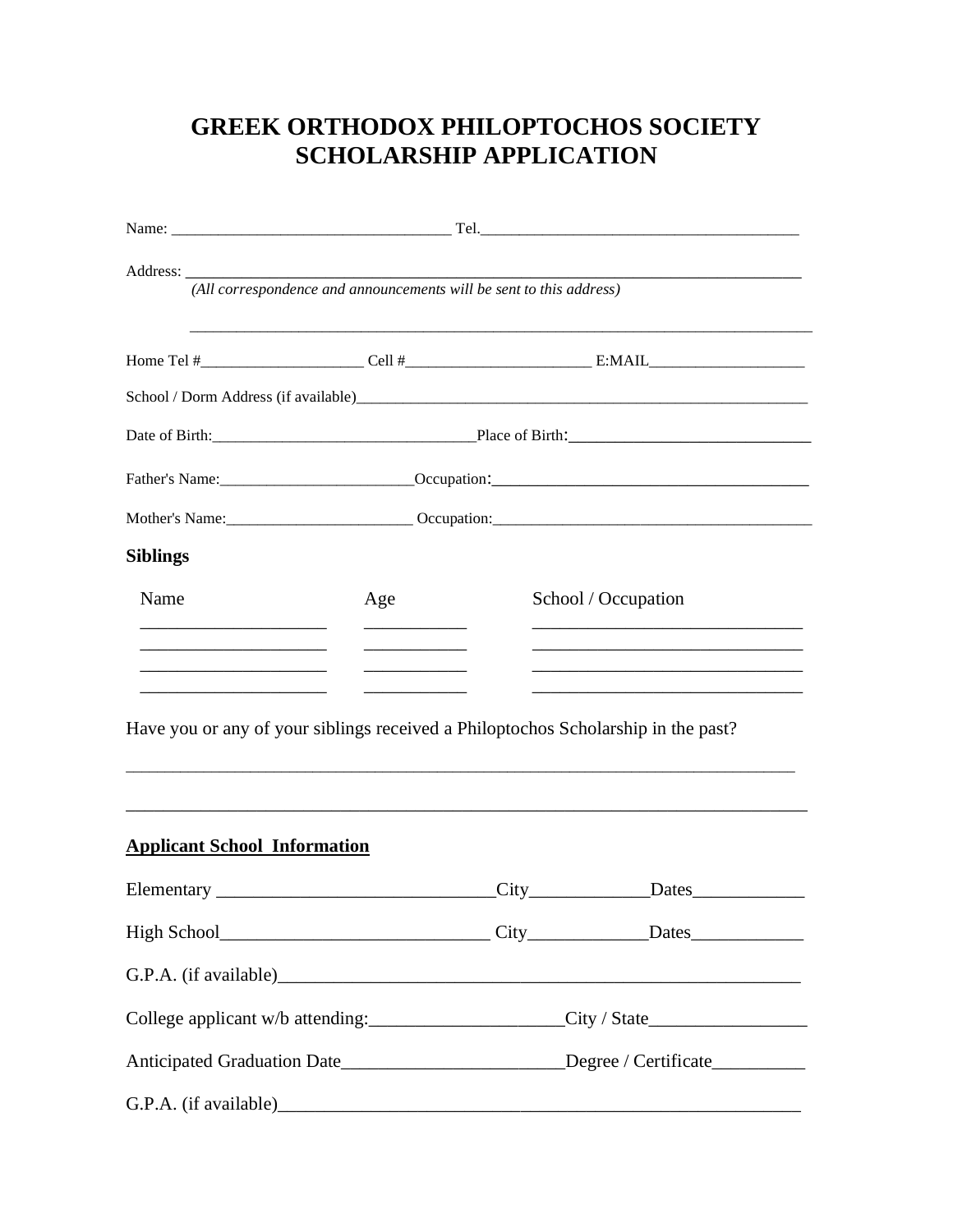# GREEK ORTHODOX PHILOPTOCHOS SOCIETY SCHOLARSHIP APPLICATION

Name: ___________________________________ Tel.________________________________________

Address: ______________________________________________________________________________

*(All correspondence and announcements will be sent to this address)*

_______________________________________________________________________________

Home Tel #_____________________ Cell #________________________ E:MAIL____________________

School / Dorm Address (if available)______________________________________________________________

Date of Birth:_________________________________Place of Birth:_____________________________

Father's Name:________________________Occupation:_____________________________________

Mother's Name:________________________ Occupation:_________________________________________

**Siblings**

| Name | Age | School / Occupation |
|---|---|---|
| ____________________ | ___________ | ______________________________ |
| ____________________ | ___________ | ______________________________ |
| ____________________ | ___________ | ______________________________ |
| ____________________ | ___________ | ______________________________ |

Have you or any of your siblings received a Philoptochos Scholarship in the past?

_______________________________________________________________________________

_______________________________________________________________________________

**Applicant School Information**

Elementary ______________________________City_____________Dates____________

High School_____________________________ City_____________Dates____________

G.P.A. (if available)_________________________________________________________

College applicant w/b attending:_____________________City / State_________________

Anticipated Graduation Date________________________Degree / Certificate__________

G.P.A. (if available)_________________________________________________________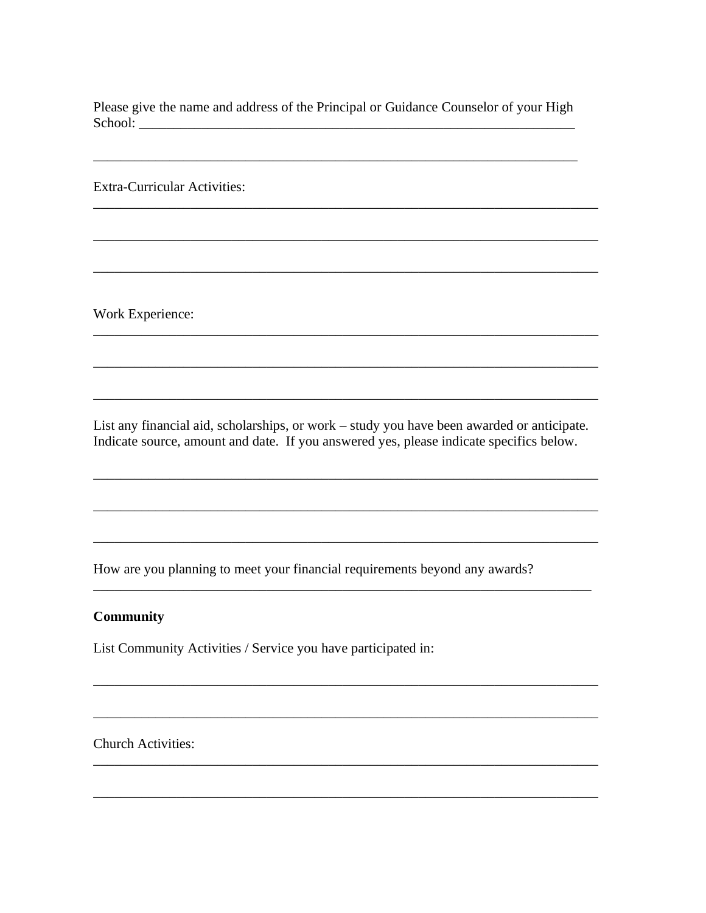Please give the name and address of the Principal or Guidance Counselor of your High School: ________________________________________________________________

________________________________________________________________________

Extra-Curricular Activities:
________________________________________________________________________

________________________________________________________________________

________________________________________________________________________

Work Experience:
________________________________________________________________________

________________________________________________________________________

________________________________________________________________________

List any financial aid, scholarships, or work – study you have been awarded or anticipate. Indicate source, amount and date. If you answered yes, please indicate specifics below.

________________________________________________________________________

________________________________________________________________________

________________________________________________________________________

How are you planning to meet your financial requirements beyond any awards?
________________________________________________________________________

**Community**

List Community Activities / Service you have participated in:

________________________________________________________________________

________________________________________________________________________

Church Activities:
________________________________________________________________________

________________________________________________________________________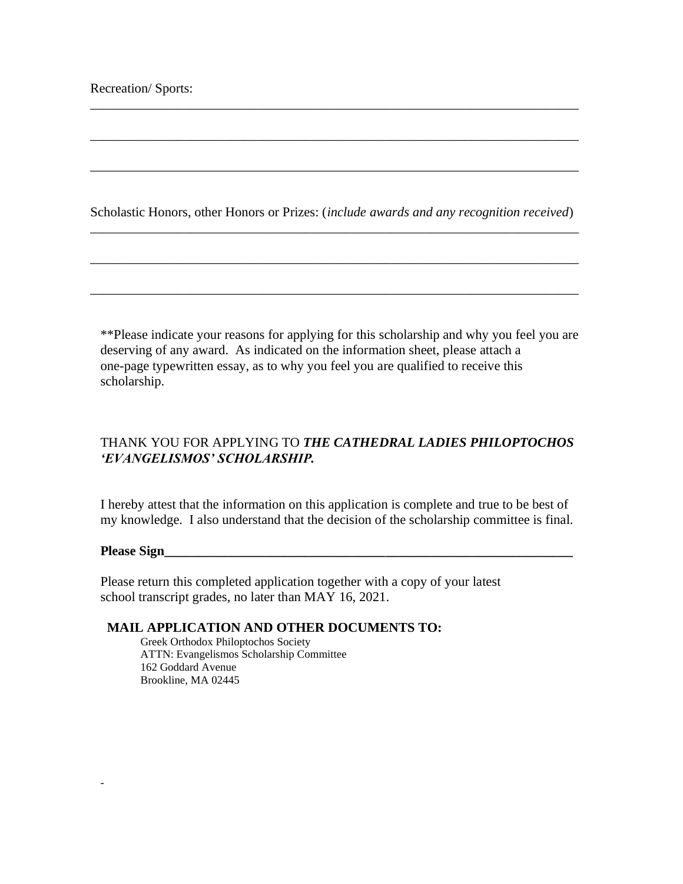Recreation/ Sports:
___________________________________________________________________________

___________________________________________________________________________

___________________________________________________________________________

Scholastic Honors, other Honors or Prizes: (*include awards and any recognition received*)
___________________________________________________________________________

___________________________________________________________________________

___________________________________________________________________________

**Please indicate your reasons for applying for this scholarship and why you feel you are deserving of any award. As indicated on the information sheet, please attach a one-page typewritten essay, as to why you feel you are qualified to receive this scholarship.

THANK YOU FOR APPLYING TO ***THE CATHEDRAL LADIES PHILOPTOCHOS 'EVANGELISMOS' SCHOLARSHIP.***

I hereby attest that the information on this application is complete and true to be best of my knowledge. I also understand that the decision of the scholarship committee is final.

**Please Sign_______________________________________________________________**

Please return this completed application together with a copy of your latest school transcript grades, no later than MAY 16, 2021.

**MAIL APPLICATION AND OTHER DOCUMENTS TO:**

Greek Orthodox Philoptochos Society
ATTN: Evangelismos Scholarship Committee
162 Goddard Avenue
Brookline, MA 02445

-